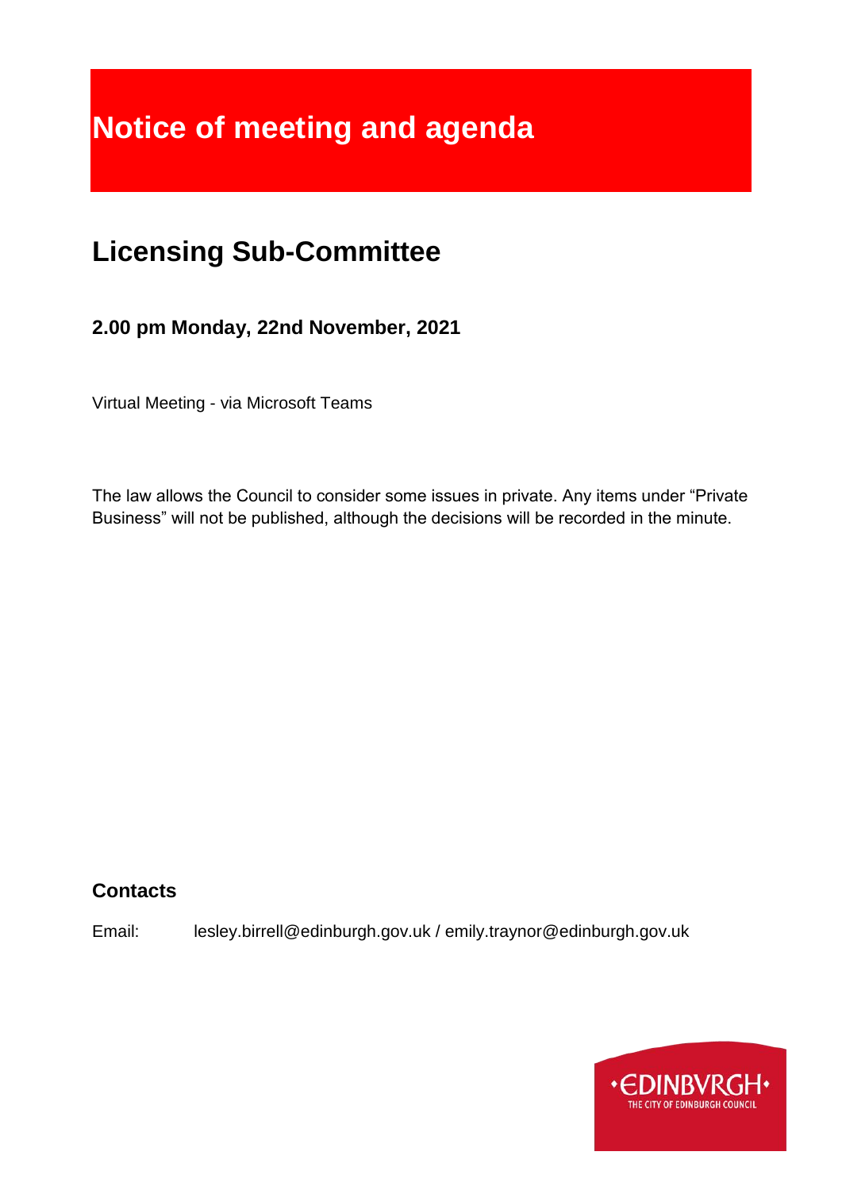# Notice of meeting and agenda

## Licensing Sub-Committee

### 2.00 pm Monday, 22nd November, 2021

Virtual Meeting - via Microsoft Teams

The law allows the Council to consider some issues in private. Any items under "Private Business" will not be published, although the decisions will be recorded in the minute.

### Contacts

Email: lesley.birrell@edinburgh.gov.uk / emily.traynor@edinburgh.gov.uk

•EDINBVRGH•
THE CITY OF EDINBURGH COUNCIL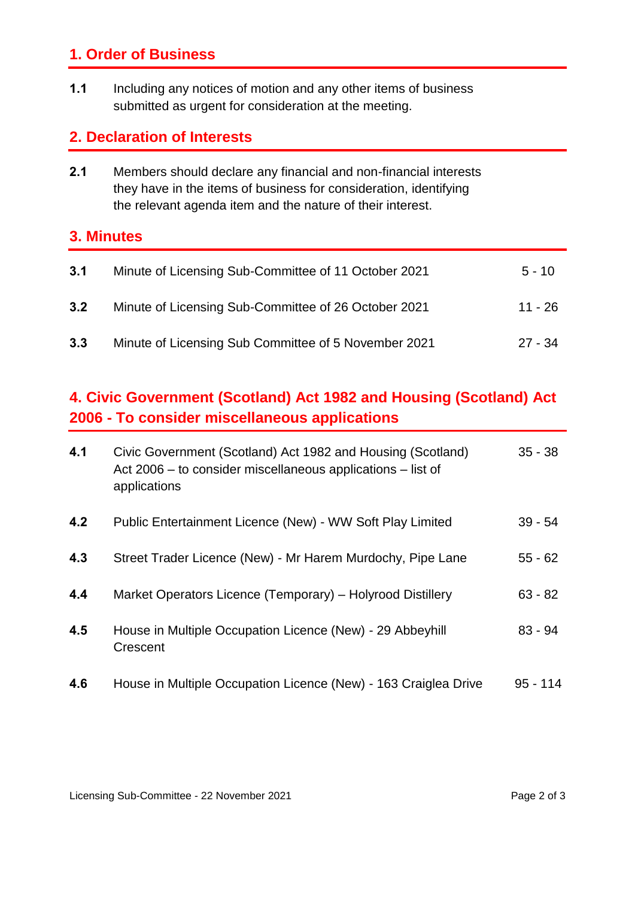## 1. Order of Business

**1.1** Including any notices of motion and any other items of business submitted as urgent for consideration at the meeting.

## 2. Declaration of Interests

**2.1** Members should declare any financial and non-financial interests they have in the items of business for consideration, identifying the relevant agenda item and the nature of their interest.

## 3. Minutes

| | | |
|---|---|---|
| **3.1** | Minute of Licensing Sub-Committee of 11 October 2021 | 5 - 10 |
| **3.2** | Minute of Licensing Sub-Committee of 26 October 2021 | 11 - 26 |
| **3.3** | Minute of Licensing Sub Committee of 5 November 2021 | 27 - 34 |

## 4. Civic Government (Scotland) Act 1982 and Housing (Scotland) Act 2006 - To consider miscellaneous applications

| | | |
|---|---|---|
| **4.1** | Civic Government (Scotland) Act 1982 and Housing (Scotland) Act 2006 – to consider miscellaneous applications – list of applications | 35 - 38 |
| **4.2** | Public Entertainment Licence (New) - WW Soft Play Limited | 39 - 54 |
| **4.3** | Street Trader Licence (New) - Mr Harem Murdochy, Pipe Lane | 55 - 62 |
| **4.4** | Market Operators Licence (Temporary) – Holyrood Distillery | 63 - 82 |
| **4.5** | House in Multiple Occupation Licence (New) - 29 Abbeyhill Crescent | 83 - 94 |
| **4.6** | House in Multiple Occupation Licence (New) - 163 Craiglea Drive | 95 - 114 |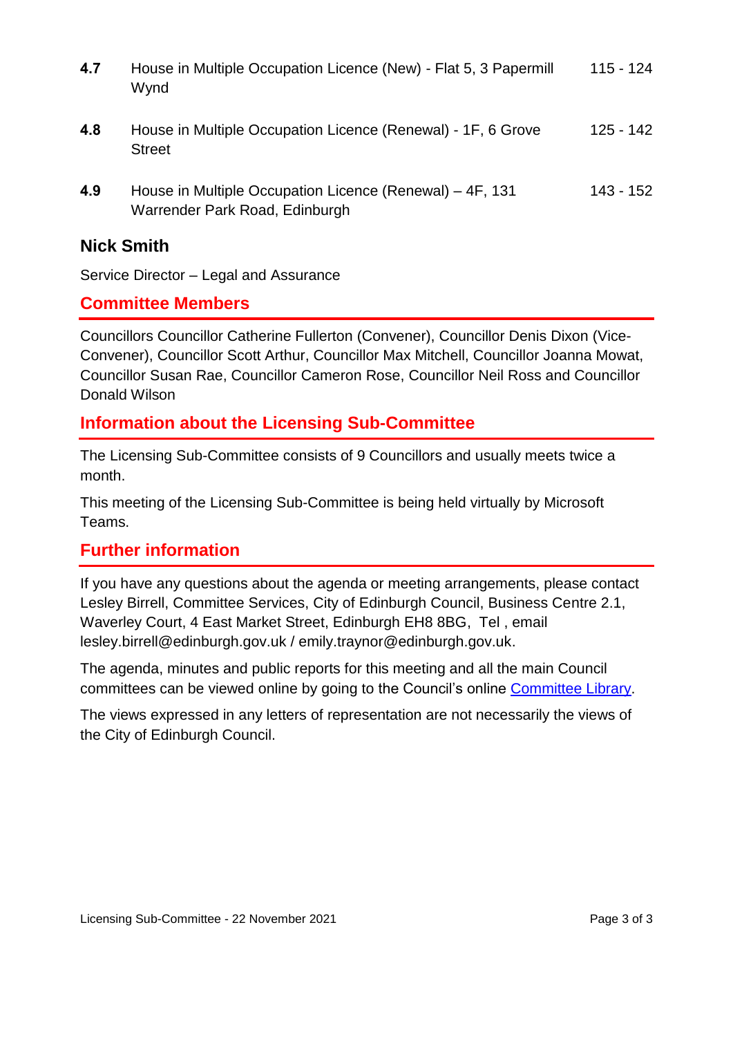| | | |
|---|---|---|
| **4.7** | House in Multiple Occupation Licence (New) - Flat 5, 3 Papermill Wynd | 115 - 124 |
| **4.8** | House in Multiple Occupation Licence (Renewal) - 1F, 6 Grove Street | 125 - 142 |
| **4.9** | House in Multiple Occupation Licence (Renewal) – 4F, 131 Warrender Park Road, Edinburgh | 143 - 152 |

## Nick Smith

Service Director – Legal and Assurance

## Committee Members

Councillors Councillor Catherine Fullerton (Convener), Councillor Denis Dixon (Vice-Convener), Councillor Scott Arthur, Councillor Max Mitchell, Councillor Joanna Mowat, Councillor Susan Rae, Councillor Cameron Rose, Councillor Neil Ross and Councillor Donald Wilson

## Information about the Licensing Sub-Committee

The Licensing Sub-Committee consists of 9 Councillors and usually meets twice a month.

This meeting of the Licensing Sub-Committee is being held virtually by Microsoft Teams.

## Further information

If you have any questions about the agenda or meeting arrangements, please contact Lesley Birrell, Committee Services, City of Edinburgh Council, Business Centre 2.1, Waverley Court, 4 East Market Street, Edinburgh EH8 8BG, Tel , email lesley.birrell@edinburgh.gov.uk / emily.traynor@edinburgh.gov.uk.

The agenda, minutes and public reports for this meeting and all the main Council committees can be viewed online by going to the Council's online Committee Library.

The views expressed in any letters of representation are not necessarily the views of the City of Edinburgh Council.